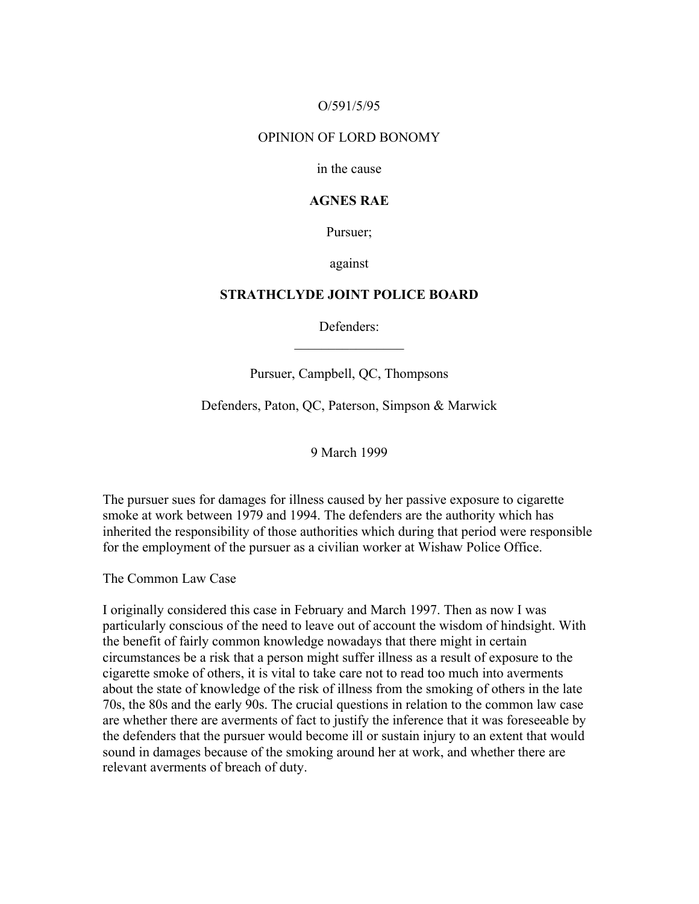O/591/5/95

OPINION OF LORD BONOMY

in the cause

**AGNES RAE**

Pursuer;

against

**STRATHCLYDE JOINT POLICE BOARD**

Defenders:

________________

Pursuer, Campbell, QC, Thompsons

Defenders, Paton, QC, Paterson, Simpson & Marwick

9 March 1999

The pursuer sues for damages for illness caused by her passive exposure to cigarette smoke at work between 1979 and 1994. The defenders are the authority which has inherited the responsibility of those authorities which during that period were responsible for the employment of the pursuer as a civilian worker at Wishaw Police Office.

The Common Law Case

I originally considered this case in February and March 1997. Then as now I was particularly conscious of the need to leave out of account the wisdom of hindsight. With the benefit of fairly common knowledge nowadays that there might in certain circumstances be a risk that a person might suffer illness as a result of exposure to the cigarette smoke of others, it is vital to take care not to read too much into averments about the state of knowledge of the risk of illness from the smoking of others in the late 70s, the 80s and the early 90s. The crucial questions in relation to the common law case are whether there are averments of fact to justify the inference that it was foreseeable by the defenders that the pursuer would become ill or sustain injury to an extent that would sound in damages because of the smoking around her at work, and whether there are relevant averments of breach of duty.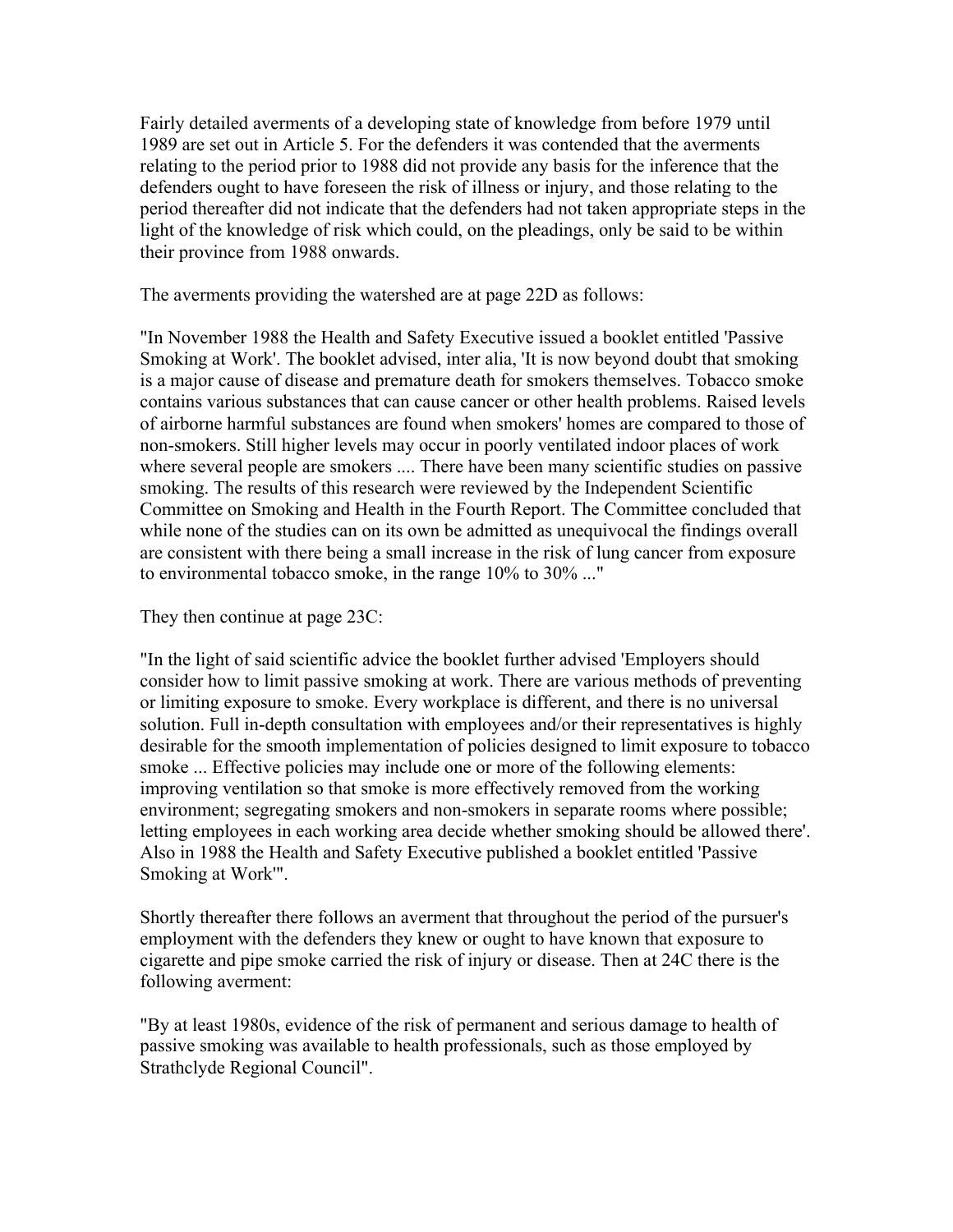Fairly detailed averments of a developing state of knowledge from before 1979 until 1989 are set out in Article 5. For the defenders it was contended that the averments relating to the period prior to 1988 did not provide any basis for the inference that the defenders ought to have foreseen the risk of illness or injury, and those relating to the period thereafter did not indicate that the defenders had not taken appropriate steps in the light of the knowledge of risk which could, on the pleadings, only be said to be within their province from 1988 onwards.

The averments providing the watershed are at page 22D as follows:

"In November 1988 the Health and Safety Executive issued a booklet entitled 'Passive Smoking at Work'. The booklet advised, inter alia, 'It is now beyond doubt that smoking is a major cause of disease and premature death for smokers themselves. Tobacco smoke contains various substances that can cause cancer or other health problems. Raised levels of airborne harmful substances are found when smokers' homes are compared to those of non-smokers. Still higher levels may occur in poorly ventilated indoor places of work where several people are smokers .... There have been many scientific studies on passive smoking. The results of this research were reviewed by the Independent Scientific Committee on Smoking and Health in the Fourth Report. The Committee concluded that while none of the studies can on its own be admitted as unequivocal the findings overall are consistent with there being a small increase in the risk of lung cancer from exposure to environmental tobacco smoke, in the range 10% to 30% ..."

They then continue at page 23C:

"In the light of said scientific advice the booklet further advised 'Employers should consider how to limit passive smoking at work. There are various methods of preventing or limiting exposure to smoke. Every workplace is different, and there is no universal solution. Full in-depth consultation with employees and/or their representatives is highly desirable for the smooth implementation of policies designed to limit exposure to tobacco smoke ... Effective policies may include one or more of the following elements: improving ventilation so that smoke is more effectively removed from the working environment; segregating smokers and non-smokers in separate rooms where possible; letting employees in each working area decide whether smoking should be allowed there'. Also in 1988 the Health and Safety Executive published a booklet entitled 'Passive Smoking at Work'".

Shortly thereafter there follows an averment that throughout the period of the pursuer's employment with the defenders they knew or ought to have known that exposure to cigarette and pipe smoke carried the risk of injury or disease. Then at 24C there is the following averment:

"By at least 1980s, evidence of the risk of permanent and serious damage to health of passive smoking was available to health professionals, such as those employed by Strathclyde Regional Council".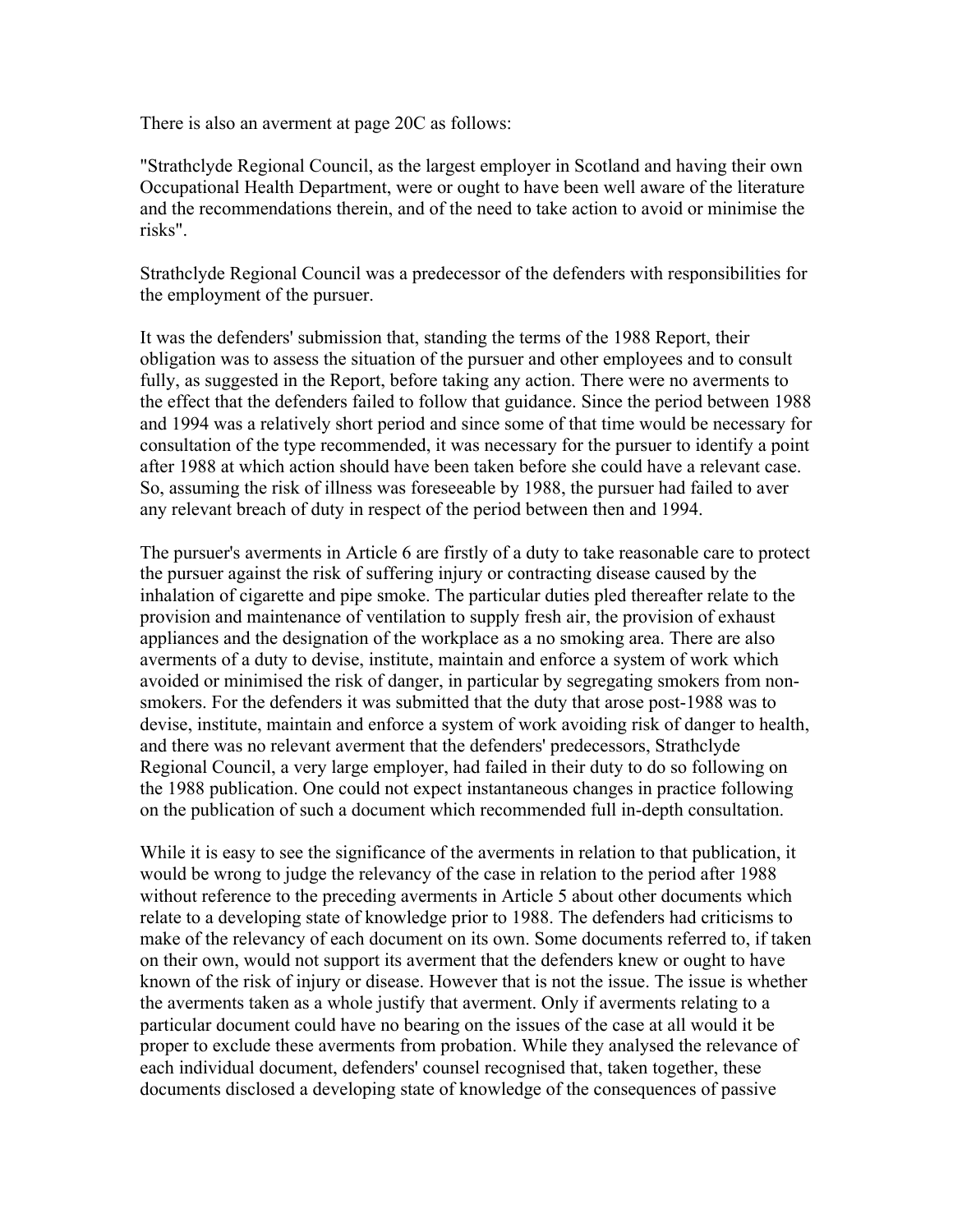There is also an averment at page 20C as follows:

"Strathclyde Regional Council, as the largest employer in Scotland and having their own Occupational Health Department, were or ought to have been well aware of the literature and the recommendations therein, and of the need to take action to avoid or minimise the risks".

Strathclyde Regional Council was a predecessor of the defenders with responsibilities for the employment of the pursuer.

It was the defenders' submission that, standing the terms of the 1988 Report, their obligation was to assess the situation of the pursuer and other employees and to consult fully, as suggested in the Report, before taking any action. There were no averments to the effect that the defenders failed to follow that guidance. Since the period between 1988 and 1994 was a relatively short period and since some of that time would be necessary for consultation of the type recommended, it was necessary for the pursuer to identify a point after 1988 at which action should have been taken before she could have a relevant case. So, assuming the risk of illness was foreseeable by 1988, the pursuer had failed to aver any relevant breach of duty in respect of the period between then and 1994.

The pursuer's averments in Article 6 are firstly of a duty to take reasonable care to protect the pursuer against the risk of suffering injury or contracting disease caused by the inhalation of cigarette and pipe smoke. The particular duties pled thereafter relate to the provision and maintenance of ventilation to supply fresh air, the provision of exhaust appliances and the designation of the workplace as a no smoking area. There are also averments of a duty to devise, institute, maintain and enforce a system of work which avoided or minimised the risk of danger, in particular by segregating smokers from non-smokers. For the defenders it was submitted that the duty that arose post-1988 was to devise, institute, maintain and enforce a system of work avoiding risk of danger to health, and there was no relevant averment that the defenders' predecessors, Strathclyde Regional Council, a very large employer, had failed in their duty to do so following on the 1988 publication. One could not expect instantaneous changes in practice following on the publication of such a document which recommended full in-depth consultation.

While it is easy to see the significance of the averments in relation to that publication, it would be wrong to judge the relevancy of the case in relation to the period after 1988 without reference to the preceding averments in Article 5 about other documents which relate to a developing state of knowledge prior to 1988. The defenders had criticisms to make of the relevancy of each document on its own. Some documents referred to, if taken on their own, would not support its averment that the defenders knew or ought to have known of the risk of injury or disease. However that is not the issue. The issue is whether the averments taken as a whole justify that averment. Only if averments relating to a particular document could have no bearing on the issues of the case at all would it be proper to exclude these averments from probation. While they analysed the relevance of each individual document, defenders' counsel recognised that, taken together, these documents disclosed a developing state of knowledge of the consequences of passive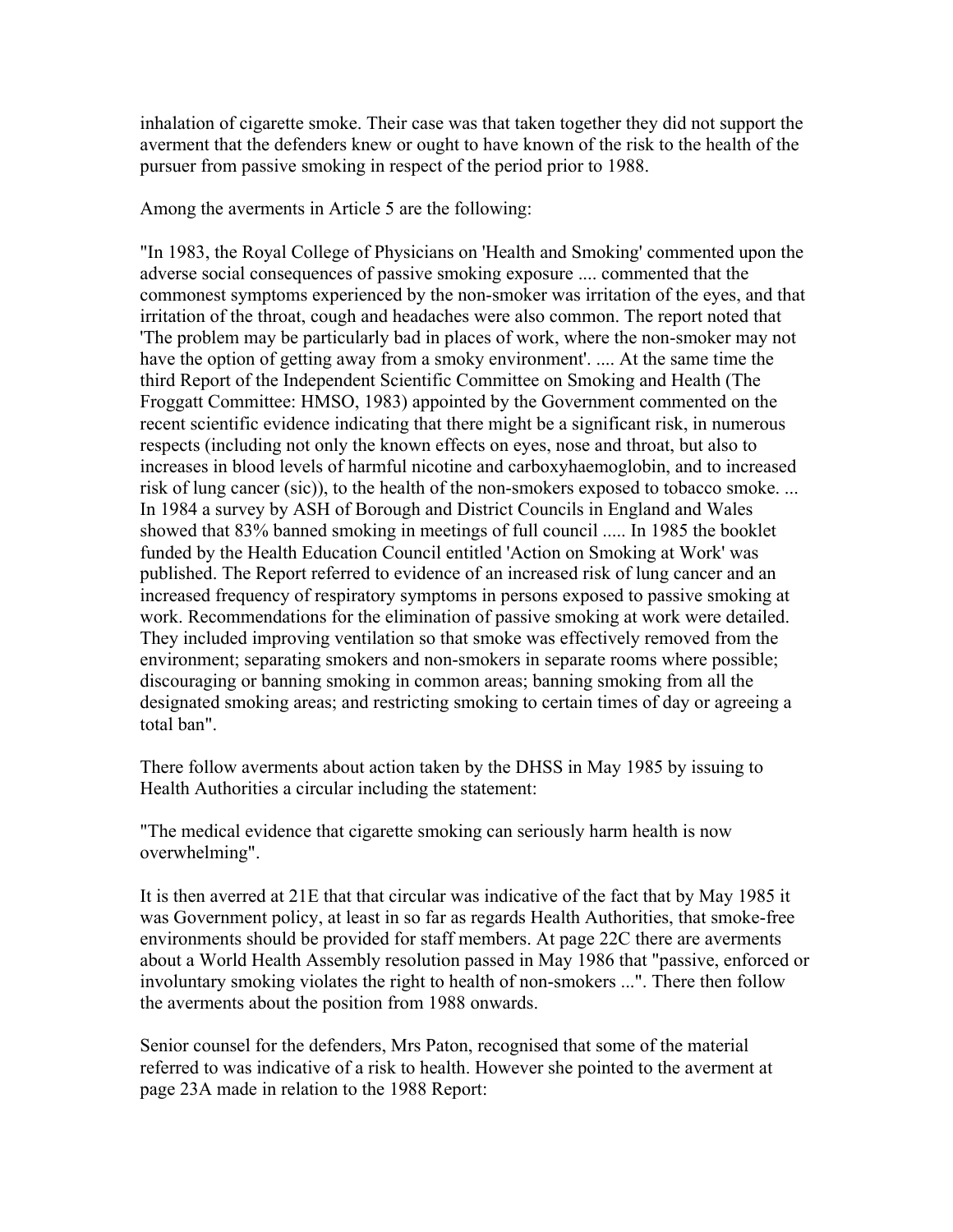inhalation of cigarette smoke. Their case was that taken together they did not support the averment that the defenders knew or ought to have known of the risk to the health of the pursuer from passive smoking in respect of the period prior to 1988.

Among the averments in Article 5 are the following:

"In 1983, the Royal College of Physicians on 'Health and Smoking' commented upon the adverse social consequences of passive smoking exposure .... commented that the commonest symptoms experienced by the non-smoker was irritation of the eyes, and that irritation of the throat, cough and headaches were also common. The report noted that 'The problem may be particularly bad in places of work, where the non-smoker may not have the option of getting away from a smoky environment'. .... At the same time the third Report of the Independent Scientific Committee on Smoking and Health (The Froggatt Committee: HMSO, 1983) appointed by the Government commented on the recent scientific evidence indicating that there might be a significant risk, in numerous respects (including not only the known effects on eyes, nose and throat, but also to increases in blood levels of harmful nicotine and carboxyhaemoglobin, and to increased risk of lung cancer (sic)), to the health of the non-smokers exposed to tobacco smoke. ... In 1984 a survey by ASH of Borough and District Councils in England and Wales showed that 83% banned smoking in meetings of full council ..... In 1985 the booklet funded by the Health Education Council entitled 'Action on Smoking at Work' was published. The Report referred to evidence of an increased risk of lung cancer and an increased frequency of respiratory symptoms in persons exposed to passive smoking at work. Recommendations for the elimination of passive smoking at work were detailed. They included improving ventilation so that smoke was effectively removed from the environment; separating smokers and non-smokers in separate rooms where possible; discouraging or banning smoking in common areas; banning smoking from all the designated smoking areas; and restricting smoking to certain times of day or agreeing a total ban".

There follow averments about action taken by the DHSS in May 1985 by issuing to Health Authorities a circular including the statement:

"The medical evidence that cigarette smoking can seriously harm health is now overwhelming".

It is then averred at 21E that that circular was indicative of the fact that by May 1985 it was Government policy, at least in so far as regards Health Authorities, that smoke-free environments should be provided for staff members. At page 22C there are averments about a World Health Assembly resolution passed in May 1986 that "passive, enforced or involuntary smoking violates the right to health of non-smokers ...". There then follow the averments about the position from 1988 onwards.

Senior counsel for the defenders, Mrs Paton, recognised that some of the material referred to was indicative of a risk to health. However she pointed to the averment at page 23A made in relation to the 1988 Report: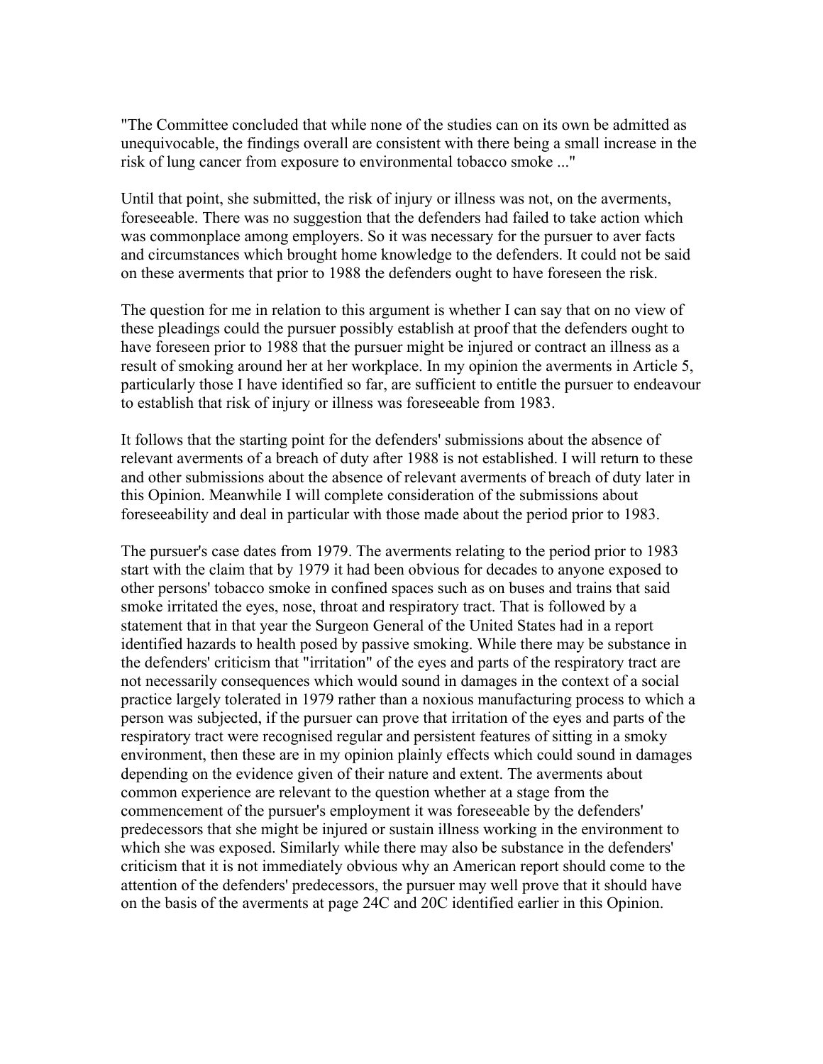"The Committee concluded that while none of the studies can on its own be admitted as unequivocable, the findings overall are consistent with there being a small increase in the risk of lung cancer from exposure to environmental tobacco smoke ..."

Until that point, she submitted, the risk of injury or illness was not, on the averments, foreseeable. There was no suggestion that the defenders had failed to take action which was commonplace among employers. So it was necessary for the pursuer to aver facts and circumstances which brought home knowledge to the defenders. It could not be said on these averments that prior to 1988 the defenders ought to have foreseen the risk.

The question for me in relation to this argument is whether I can say that on no view of these pleadings could the pursuer possibly establish at proof that the defenders ought to have foreseen prior to 1988 that the pursuer might be injured or contract an illness as a result of smoking around her at her workplace. In my opinion the averments in Article 5, particularly those I have identified so far, are sufficient to entitle the pursuer to endeavour to establish that risk of injury or illness was foreseeable from 1983.

It follows that the starting point for the defenders' submissions about the absence of relevant averments of a breach of duty after 1988 is not established. I will return to these and other submissions about the absence of relevant averments of breach of duty later in this Opinion. Meanwhile I will complete consideration of the submissions about foreseeability and deal in particular with those made about the period prior to 1983.

The pursuer's case dates from 1979. The averments relating to the period prior to 1983 start with the claim that by 1979 it had been obvious for decades to anyone exposed to other persons' tobacco smoke in confined spaces such as on buses and trains that said smoke irritated the eyes, nose, throat and respiratory tract. That is followed by a statement that in that year the Surgeon General of the United States had in a report identified hazards to health posed by passive smoking. While there may be substance in the defenders' criticism that "irritation" of the eyes and parts of the respiratory tract are not necessarily consequences which would sound in damages in the context of a social practice largely tolerated in 1979 rather than a noxious manufacturing process to which a person was subjected, if the pursuer can prove that irritation of the eyes and parts of the respiratory tract were recognised regular and persistent features of sitting in a smoky environment, then these are in my opinion plainly effects which could sound in damages depending on the evidence given of their nature and extent. The averments about common experience are relevant to the question whether at a stage from the commencement of the pursuer's employment it was foreseeable by the defenders' predecessors that she might be injured or sustain illness working in the environment to which she was exposed. Similarly while there may also be substance in the defenders' criticism that it is not immediately obvious why an American report should come to the attention of the defenders' predecessors, the pursuer may well prove that it should have on the basis of the averments at page 24C and 20C identified earlier in this Opinion.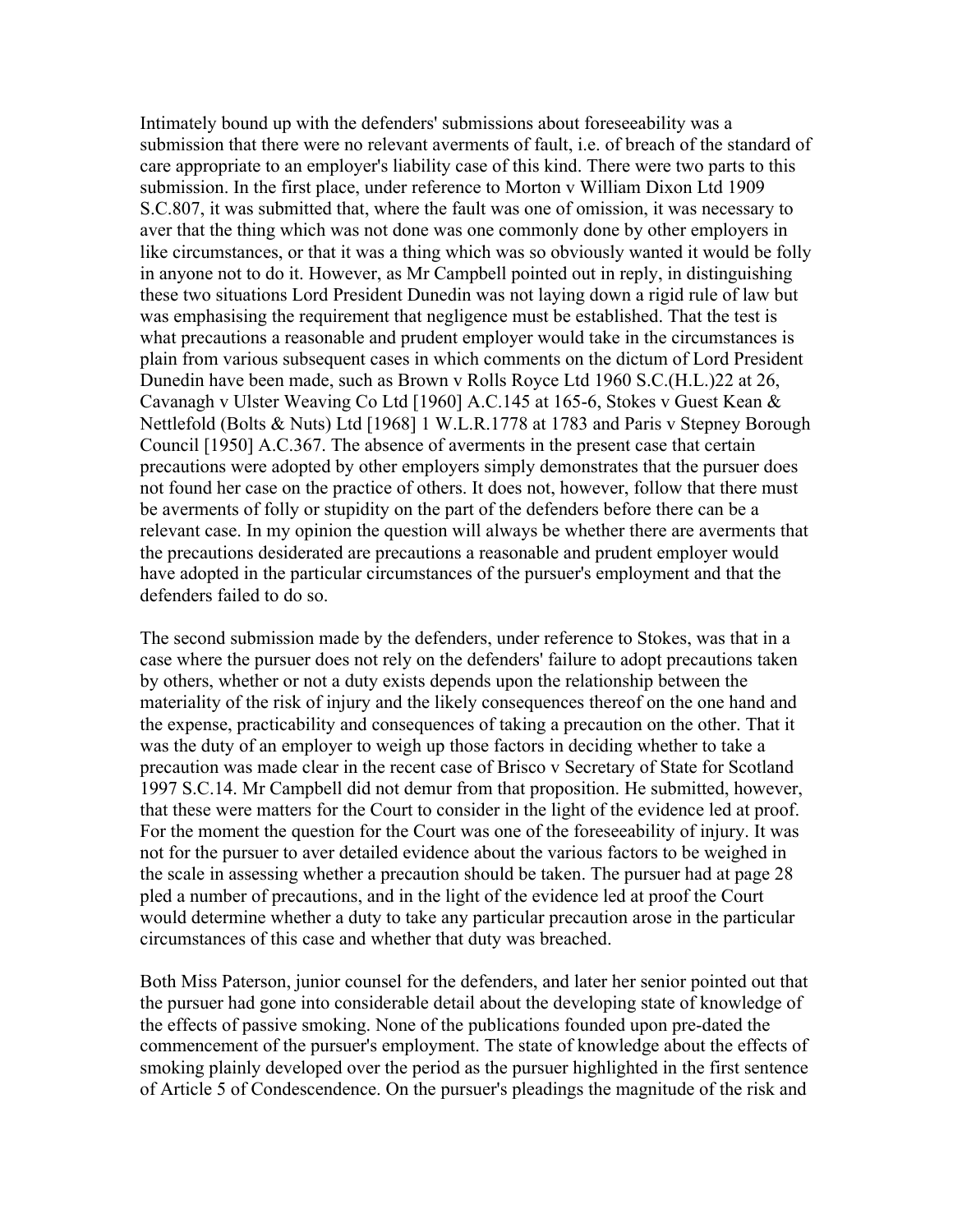Intimately bound up with the defenders' submissions about foreseeability was a submission that there were no relevant averments of fault, i.e. of breach of the standard of care appropriate to an employer's liability case of this kind. There were two parts to this submission. In the first place, under reference to Morton v William Dixon Ltd 1909 S.C.807, it was submitted that, where the fault was one of omission, it was necessary to aver that the thing which was not done was one commonly done by other employers in like circumstances, or that it was a thing which was so obviously wanted it would be folly in anyone not to do it. However, as Mr Campbell pointed out in reply, in distinguishing these two situations Lord President Dunedin was not laying down a rigid rule of law but was emphasising the requirement that negligence must be established. That the test is what precautions a reasonable and prudent employer would take in the circumstances is plain from various subsequent cases in which comments on the dictum of Lord President Dunedin have been made, such as Brown v Rolls Royce Ltd 1960 S.C.(H.L.)22 at 26, Cavanagh v Ulster Weaving Co Ltd [1960] A.C.145 at 165-6, Stokes v Guest Kean & Nettlefold (Bolts & Nuts) Ltd [1968] 1 W.L.R.1778 at 1783 and Paris v Stepney Borough Council [1950] A.C.367. The absence of averments in the present case that certain precautions were adopted by other employers simply demonstrates that the pursuer does not found her case on the practice of others. It does not, however, follow that there must be averments of folly or stupidity on the part of the defenders before there can be a relevant case. In my opinion the question will always be whether there are averments that the precautions desiderated are precautions a reasonable and prudent employer would have adopted in the particular circumstances of the pursuer's employment and that the defenders failed to do so.

The second submission made by the defenders, under reference to Stokes, was that in a case where the pursuer does not rely on the defenders' failure to adopt precautions taken by others, whether or not a duty exists depends upon the relationship between the materiality of the risk of injury and the likely consequences thereof on the one hand and the expense, practicability and consequences of taking a precaution on the other. That it was the duty of an employer to weigh up those factors in deciding whether to take a precaution was made clear in the recent case of Brisco v Secretary of State for Scotland 1997 S.C.14. Mr Campbell did not demur from that proposition. He submitted, however, that these were matters for the Court to consider in the light of the evidence led at proof. For the moment the question for the Court was one of the foreseeability of injury. It was not for the pursuer to aver detailed evidence about the various factors to be weighed in the scale in assessing whether a precaution should be taken. The pursuer had at page 28 pled a number of precautions, and in the light of the evidence led at proof the Court would determine whether a duty to take any particular precaution arose in the particular circumstances of this case and whether that duty was breached.

Both Miss Paterson, junior counsel for the defenders, and later her senior pointed out that the pursuer had gone into considerable detail about the developing state of knowledge of the effects of passive smoking. None of the publications founded upon pre-dated the commencement of the pursuer's employment. The state of knowledge about the effects of smoking plainly developed over the period as the pursuer highlighted in the first sentence of Article 5 of Condescendence. On the pursuer's pleadings the magnitude of the risk and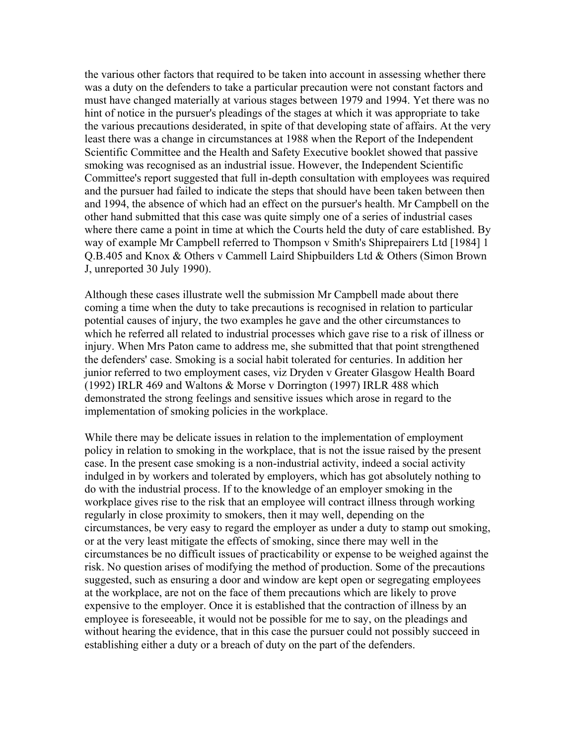the various other factors that required to be taken into account in assessing whether there was a duty on the defenders to take a particular precaution were not constant factors and must have changed materially at various stages between 1979 and 1994. Yet there was no hint of notice in the pursuer's pleadings of the stages at which it was appropriate to take the various precautions desiderated, in spite of that developing state of affairs. At the very least there was a change in circumstances at 1988 when the Report of the Independent Scientific Committee and the Health and Safety Executive booklet showed that passive smoking was recognised as an industrial issue. However, the Independent Scientific Committee's report suggested that full in-depth consultation with employees was required and the pursuer had failed to indicate the steps that should have been taken between then and 1994, the absence of which had an effect on the pursuer's health. Mr Campbell on the other hand submitted that this case was quite simply one of a series of industrial cases where there came a point in time at which the Courts held the duty of care established. By way of example Mr Campbell referred to Thompson v Smith's Shiprepairers Ltd [1984] 1 Q.B.405 and Knox & Others v Cammell Laird Shipbuilders Ltd & Others (Simon Brown J, unreported 30 July 1990).

Although these cases illustrate well the submission Mr Campbell made about there coming a time when the duty to take precautions is recognised in relation to particular potential causes of injury, the two examples he gave and the other circumstances to which he referred all related to industrial processes which gave rise to a risk of illness or injury. When Mrs Paton came to address me, she submitted that that point strengthened the defenders' case. Smoking is a social habit tolerated for centuries. In addition her junior referred to two employment cases, viz Dryden v Greater Glasgow Health Board (1992) IRLR 469 and Waltons & Morse v Dorrington (1997) IRLR 488 which demonstrated the strong feelings and sensitive issues which arose in regard to the implementation of smoking policies in the workplace.

While there may be delicate issues in relation to the implementation of employment policy in relation to smoking in the workplace, that is not the issue raised by the present case. In the present case smoking is a non-industrial activity, indeed a social activity indulged in by workers and tolerated by employers, which has got absolutely nothing to do with the industrial process. If to the knowledge of an employer smoking in the workplace gives rise to the risk that an employee will contract illness through working regularly in close proximity to smokers, then it may well, depending on the circumstances, be very easy to regard the employer as under a duty to stamp out smoking, or at the very least mitigate the effects of smoking, since there may well in the circumstances be no difficult issues of practicability or expense to be weighed against the risk. No question arises of modifying the method of production. Some of the precautions suggested, such as ensuring a door and window are kept open or segregating employees at the workplace, are not on the face of them precautions which are likely to prove expensive to the employer. Once it is established that the contraction of illness by an employee is foreseeable, it would not be possible for me to say, on the pleadings and without hearing the evidence, that in this case the pursuer could not possibly succeed in establishing either a duty or a breach of duty on the part of the defenders.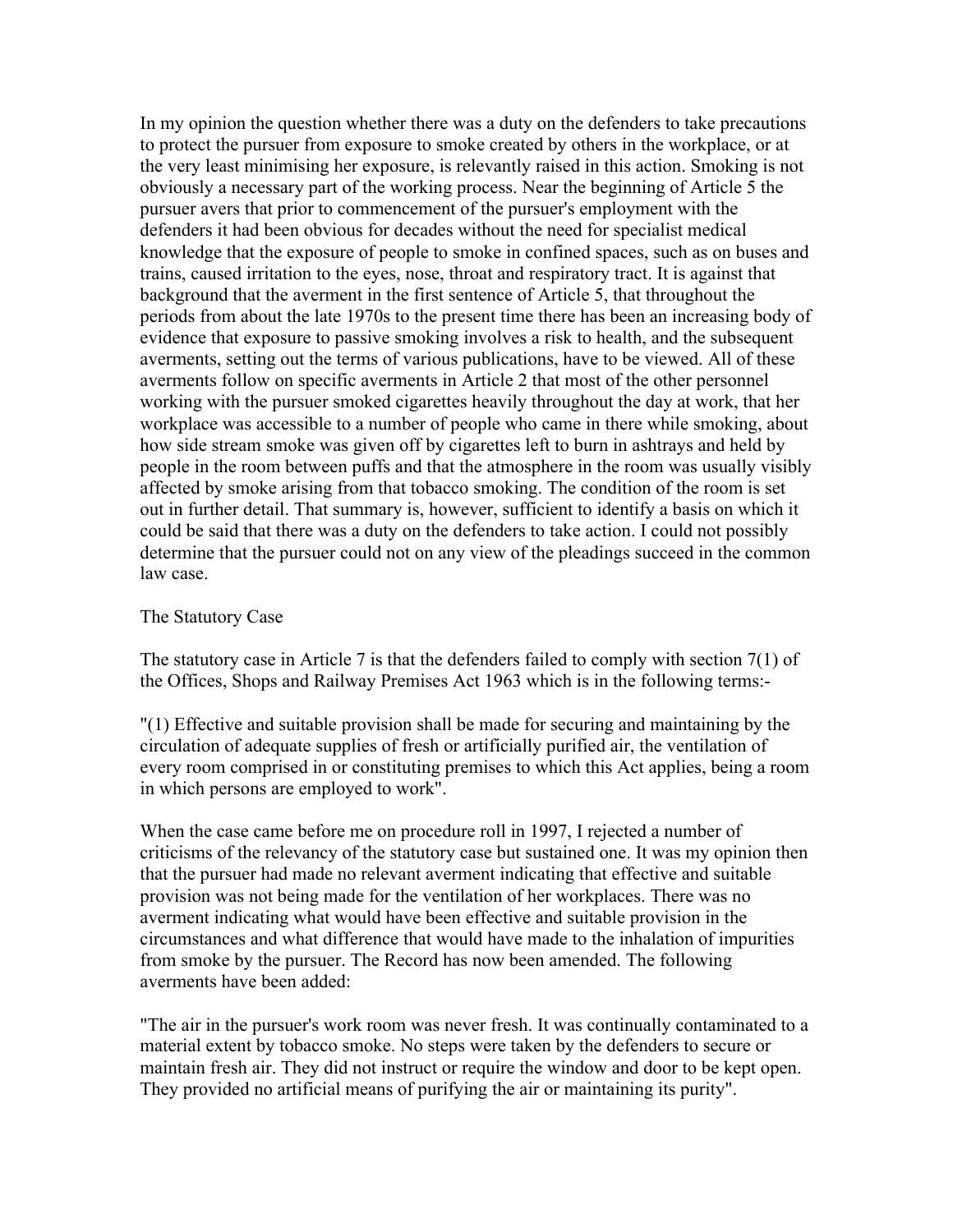In my opinion the question whether there was a duty on the defenders to take precautions to protect the pursuer from exposure to smoke created by others in the workplace, or at the very least minimising her exposure, is relevantly raised in this action. Smoking is not obviously a necessary part of the working process. Near the beginning of Article 5 the pursuer avers that prior to commencement of the pursuer's employment with the defenders it had been obvious for decades without the need for specialist medical knowledge that the exposure of people to smoke in confined spaces, such as on buses and trains, caused irritation to the eyes, nose, throat and respiratory tract. It is against that background that the averment in the first sentence of Article 5, that throughout the periods from about the late 1970s to the present time there has been an increasing body of evidence that exposure to passive smoking involves a risk to health, and the subsequent averments, setting out the terms of various publications, have to be viewed. All of these averments follow on specific averments in Article 2 that most of the other personnel working with the pursuer smoked cigarettes heavily throughout the day at work, that her workplace was accessible to a number of people who came in there while smoking, about how side stream smoke was given off by cigarettes left to burn in ashtrays and held by people in the room between puffs and that the atmosphere in the room was usually visibly affected by smoke arising from that tobacco smoking. The condition of the room is set out in further detail. That summary is, however, sufficient to identify a basis on which it could be said that there was a duty on the defenders to take action. I could not possibly determine that the pursuer could not on any view of the pleadings succeed in the common law case.

## The Statutory Case

The statutory case in Article 7 is that the defenders failed to comply with section 7(1) of the Offices, Shops and Railway Premises Act 1963 which is in the following terms:-

"(1) Effective and suitable provision shall be made for securing and maintaining by the circulation of adequate supplies of fresh or artificially purified air, the ventilation of every room comprised in or constituting premises to which this Act applies, being a room in which persons are employed to work".

When the case came before me on procedure roll in 1997, I rejected a number of criticisms of the relevancy of the statutory case but sustained one. It was my opinion then that the pursuer had made no relevant averment indicating that effective and suitable provision was not being made for the ventilation of her workplaces. There was no averment indicating what would have been effective and suitable provision in the circumstances and what difference that would have made to the inhalation of impurities from smoke by the pursuer. The Record has now been amended. The following averments have been added:

"The air in the pursuer's work room was never fresh. It was continually contaminated to a material extent by tobacco smoke. No steps were taken by the defenders to secure or maintain fresh air. They did not instruct or require the window and door to be kept open. They provided no artificial means of purifying the air or maintaining its purity".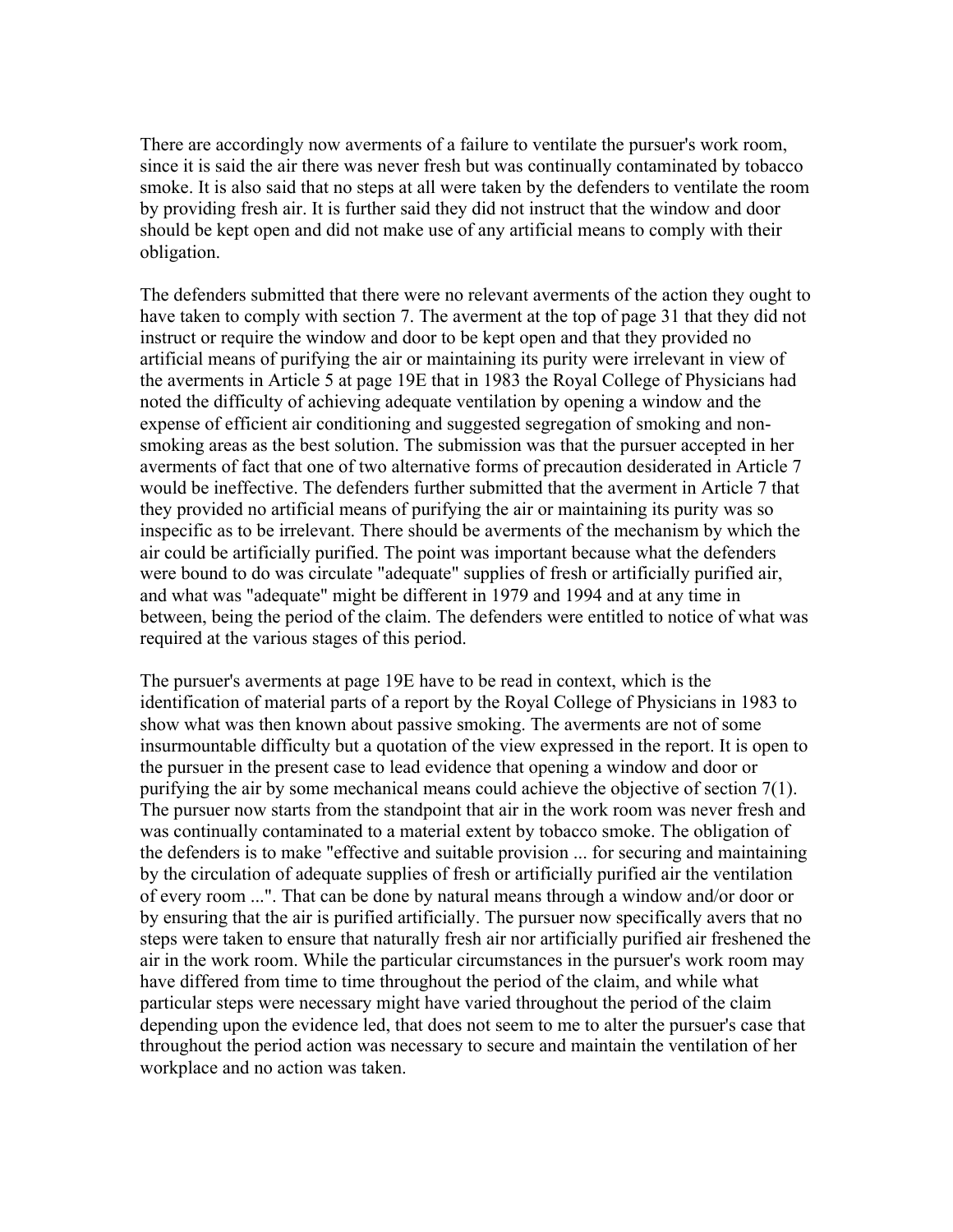There are accordingly now averments of a failure to ventilate the pursuer's work room, since it is said the air there was never fresh but was continually contaminated by tobacco smoke. It is also said that no steps at all were taken by the defenders to ventilate the room by providing fresh air. It is further said they did not instruct that the window and door should be kept open and did not make use of any artificial means to comply with their obligation.

The defenders submitted that there were no relevant averments of the action they ought to have taken to comply with section 7. The averment at the top of page 31 that they did not instruct or require the window and door to be kept open and that they provided no artificial means of purifying the air or maintaining its purity were irrelevant in view of the averments in Article 5 at page 19E that in 1983 the Royal College of Physicians had noted the difficulty of achieving adequate ventilation by opening a window and the expense of efficient air conditioning and suggested segregation of smoking and non-smoking areas as the best solution. The submission was that the pursuer accepted in her averments of fact that one of two alternative forms of precaution desiderated in Article 7 would be ineffective. The defenders further submitted that the averment in Article 7 that they provided no artificial means of purifying the air or maintaining its purity was so inspecific as to be irrelevant. There should be averments of the mechanism by which the air could be artificially purified. The point was important because what the defenders were bound to do was circulate "adequate" supplies of fresh or artificially purified air, and what was "adequate" might be different in 1979 and 1994 and at any time in between, being the period of the claim. The defenders were entitled to notice of what was required at the various stages of this period.

The pursuer's averments at page 19E have to be read in context, which is the identification of material parts of a report by the Royal College of Physicians in 1983 to show what was then known about passive smoking. The averments are not of some insurmountable difficulty but a quotation of the view expressed in the report. It is open to the pursuer in the present case to lead evidence that opening a window and door or purifying the air by some mechanical means could achieve the objective of section 7(1). The pursuer now starts from the standpoint that air in the work room was never fresh and was continually contaminated to a material extent by tobacco smoke. The obligation of the defenders is to make "effective and suitable provision ... for securing and maintaining by the circulation of adequate supplies of fresh or artificially purified air the ventilation of every room ...". That can be done by natural means through a window and/or door or by ensuring that the air is purified artificially. The pursuer now specifically avers that no steps were taken to ensure that naturally fresh air nor artificially purified air freshened the air in the work room. While the particular circumstances in the pursuer's work room may have differed from time to time throughout the period of the claim, and while what particular steps were necessary might have varied throughout the period of the claim depending upon the evidence led, that does not seem to me to alter the pursuer's case that throughout the period action was necessary to secure and maintain the ventilation of her workplace and no action was taken.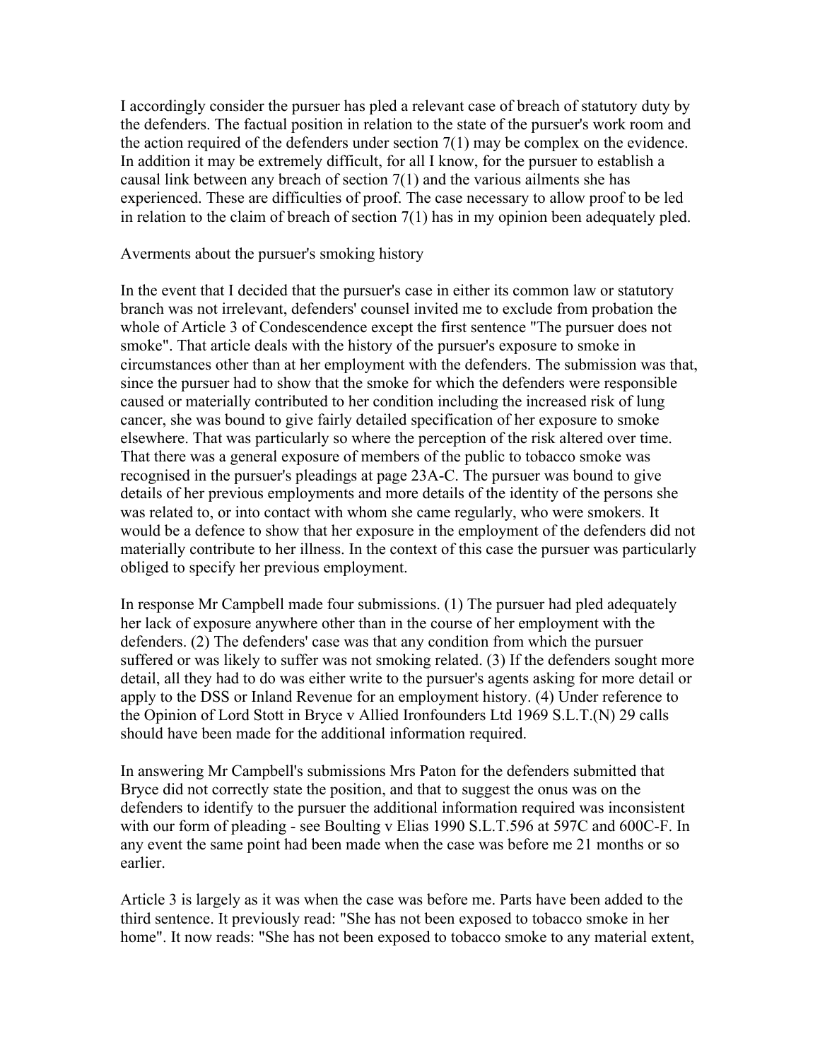I accordingly consider the pursuer has pled a relevant case of breach of statutory duty by the defenders. The factual position in relation to the state of the pursuer's work room and the action required of the defenders under section 7(1) may be complex on the evidence. In addition it may be extremely difficult, for all I know, for the pursuer to establish a causal link between any breach of section 7(1) and the various ailments she has experienced. These are difficulties of proof. The case necessary to allow proof to be led in relation to the claim of breach of section 7(1) has in my opinion been adequately pled.

Averments about the pursuer's smoking history

In the event that I decided that the pursuer's case in either its common law or statutory branch was not irrelevant, defenders' counsel invited me to exclude from probation the whole of Article 3 of Condescendence except the first sentence "The pursuer does not smoke". That article deals with the history of the pursuer's exposure to smoke in circumstances other than at her employment with the defenders. The submission was that, since the pursuer had to show that the smoke for which the defenders were responsible caused or materially contributed to her condition including the increased risk of lung cancer, she was bound to give fairly detailed specification of her exposure to smoke elsewhere. That was particularly so where the perception of the risk altered over time. That there was a general exposure of members of the public to tobacco smoke was recognised in the pursuer's pleadings at page 23A-C. The pursuer was bound to give details of her previous employments and more details of the identity of the persons she was related to, or into contact with whom she came regularly, who were smokers. It would be a defence to show that her exposure in the employment of the defenders did not materially contribute to her illness. In the context of this case the pursuer was particularly obliged to specify her previous employment.

In response Mr Campbell made four submissions. (1) The pursuer had pled adequately her lack of exposure anywhere other than in the course of her employment with the defenders. (2) The defenders' case was that any condition from which the pursuer suffered or was likely to suffer was not smoking related. (3) If the defenders sought more detail, all they had to do was either write to the pursuer's agents asking for more detail or apply to the DSS or Inland Revenue for an employment history. (4) Under reference to the Opinion of Lord Stott in Bryce v Allied Ironfounders Ltd 1969 S.L.T.(N) 29 calls should have been made for the additional information required.

In answering Mr Campbell's submissions Mrs Paton for the defenders submitted that Bryce did not correctly state the position, and that to suggest the onus was on the defenders to identify to the pursuer the additional information required was inconsistent with our form of pleading - see Boulting v Elias 1990 S.L.T.596 at 597C and 600C-F. In any event the same point had been made when the case was before me 21 months or so earlier.

Article 3 is largely as it was when the case was before me. Parts have been added to the third sentence. It previously read: "She has not been exposed to tobacco smoke in her home". It now reads: "She has not been exposed to tobacco smoke to any material extent,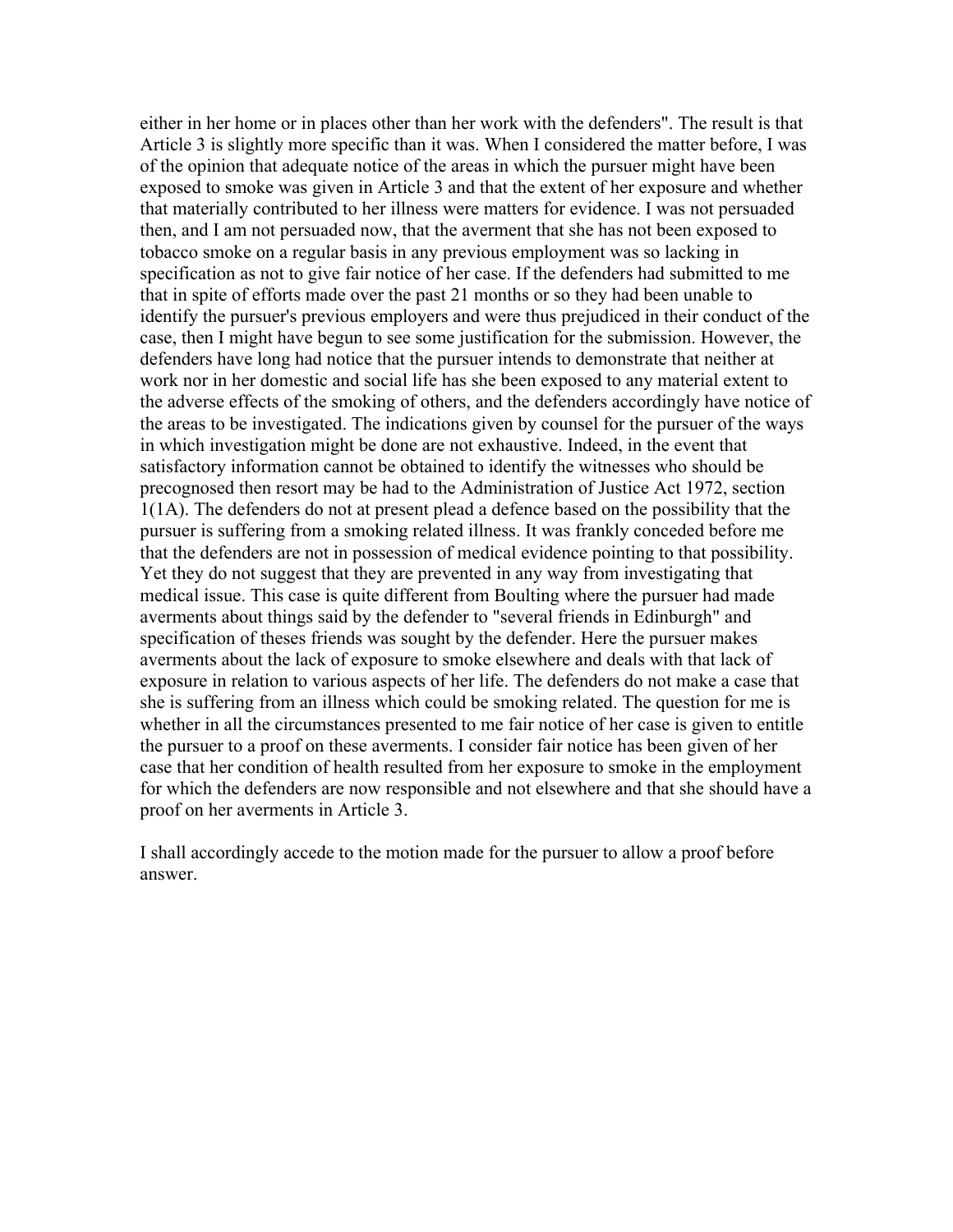either in her home or in places other than her work with the defenders". The result is that Article 3 is slightly more specific than it was. When I considered the matter before, I was of the opinion that adequate notice of the areas in which the pursuer might have been exposed to smoke was given in Article 3 and that the extent of her exposure and whether that materially contributed to her illness were matters for evidence. I was not persuaded then, and I am not persuaded now, that the averment that she has not been exposed to tobacco smoke on a regular basis in any previous employment was so lacking in specification as not to give fair notice of her case. If the defenders had submitted to me that in spite of efforts made over the past 21 months or so they had been unable to identify the pursuer's previous employers and were thus prejudiced in their conduct of the case, then I might have begun to see some justification for the submission. However, the defenders have long had notice that the pursuer intends to demonstrate that neither at work nor in her domestic and social life has she been exposed to any material extent to the adverse effects of the smoking of others, and the defenders accordingly have notice of the areas to be investigated. The indications given by counsel for the pursuer of the ways in which investigation might be done are not exhaustive. Indeed, in the event that satisfactory information cannot be obtained to identify the witnesses who should be precognosed then resort may be had to the Administration of Justice Act 1972, section 1(1A). The defenders do not at present plead a defence based on the possibility that the pursuer is suffering from a smoking related illness. It was frankly conceded before me that the defenders are not in possession of medical evidence pointing to that possibility. Yet they do not suggest that they are prevented in any way from investigating that medical issue. This case is quite different from Boulting where the pursuer had made averments about things said by the defender to "several friends in Edinburgh" and specification of theses friends was sought by the defender. Here the pursuer makes averments about the lack of exposure to smoke elsewhere and deals with that lack of exposure in relation to various aspects of her life. The defenders do not make a case that she is suffering from an illness which could be smoking related. The question for me is whether in all the circumstances presented to me fair notice of her case is given to entitle the pursuer to a proof on these averments. I consider fair notice has been given of her case that her condition of health resulted from her exposure to smoke in the employment for which the defenders are now responsible and not elsewhere and that she should have a proof on her averments in Article 3.

I shall accordingly accede to the motion made for the pursuer to allow a proof before answer.